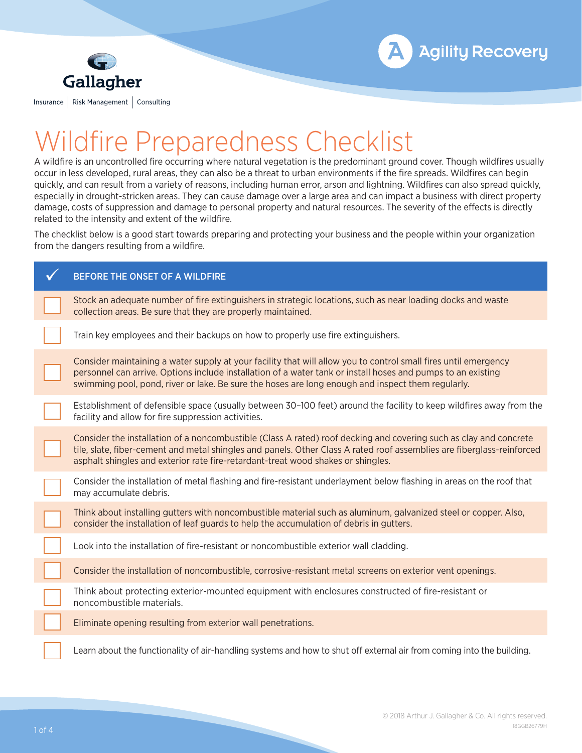Gallagher

Insurance | Risk Management | Consulting

Agility Recovery

# Wildfire Preparedness Checklist

A wildfire is an uncontrolled fire occurring where natural vegetation is the predominant ground cover. Though wildfires usually occur in less developed, rural areas, they can also be a threat to urban environments if the fire spreads. Wildfires can begin quickly, and can result from a variety of reasons, including human error, arson and lightning. Wildfires can also spread quickly, especially in drought-stricken areas. They can cause damage over a large area and can impact a business with direct property damage, costs of suppression and damage to personal property and natural resources. The severity of the effects is directly related to the intensity and extent of the wildfire.

The checklist below is a good start towards preparing and protecting your business and the people within your organization from the dangers resulting from a wildfire.

| ✓ | BEFORE THE ONSET OF A WILDFIRE |
|---|---|
| ☐ | Stock an adequate number of fire extinguishers in strategic locations, such as near loading docks and waste collection areas. Be sure that they are properly maintained. |
| ☐ | Train key employees and their backups on how to properly use fire extinguishers. |
| ☐ | Consider maintaining a water supply at your facility that will allow you to control small fires until emergency personnel can arrive. Options include installation of a water tank or install hoses and pumps to an existing swimming pool, pond, river or lake. Be sure the hoses are long enough and inspect them regularly. |
| ☐ | Establishment of defensible space (usually between 30–100 feet) around the facility to keep wildfires away from the facility and allow for fire suppression activities. |
| ☐ | Consider the installation of a noncombustible (Class A rated) roof decking and covering such as clay and concrete tile, slate, fiber-cement and metal shingles and panels. Other Class A rated roof assemblies are fiberglass-reinforced asphalt shingles and exterior rate fire-retardant-treat wood shakes or shingles. |
| ☐ | Consider the installation of metal flashing and fire-resistant underlayment below flashing in areas on the roof that may accumulate debris. |
| ☐ | Think about installing gutters with noncombustible material such as aluminum, galvanized steel or copper. Also, consider the installation of leaf guards to help the accumulation of debris in gutters. |
| ☐ | Look into the installation of fire-resistant or noncombustible exterior wall cladding. |
| ☐ | Consider the installation of noncombustible, corrosive-resistant metal screens on exterior vent openings. |
| ☐ | Think about protecting exterior-mounted equipment with enclosures constructed of fire-resistant or noncombustible materials. |
| ☐ | Eliminate opening resulting from exterior wall penetrations. |
| ☐ | Learn about the functionality of air-handling systems and how to shut off external air from coming into the building. |

© 2018 Arthur J. Gallagher & Co. All rights reserved.
18GGB26779H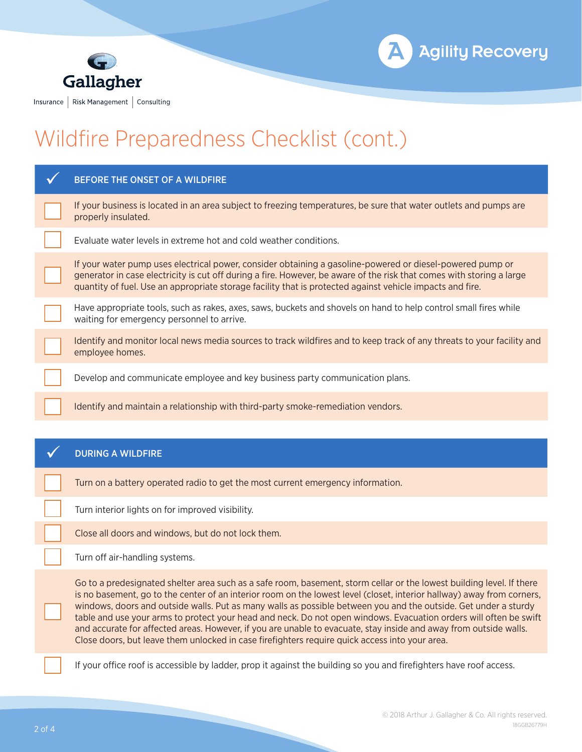# Wildfire Preparedness Checklist (cont.)

## BEFORE THE ONSET OF A WILDFIRE

- [ ] If your business is located in an area subject to freezing temperatures, be sure that water outlets and pumps are properly insulated.
- [ ] Evaluate water levels in extreme hot and cold weather conditions.
- [ ] If your water pump uses electrical power, consider obtaining a gasoline-powered or diesel-powered pump or generator in case electricity is cut off during a fire. However, be aware of the risk that comes with storing a large quantity of fuel. Use an appropriate storage facility that is protected against vehicle impacts and fire.
- [ ] Have appropriate tools, such as rakes, axes, saws, buckets and shovels on hand to help control small fires while waiting for emergency personnel to arrive.
- [ ] Identify and monitor local news media sources to track wildfires and to keep track of any threats to your facility and employee homes.
- [ ] Develop and communicate employee and key business party communication plans.
- [ ] Identify and maintain a relationship with third-party smoke-remediation vendors.

## DURING A WILDFIRE

- [ ] Turn on a battery operated radio to get the most current emergency information.
- [ ] Turn interior lights on for improved visibility.
- [ ] Close all doors and windows, but do not lock them.
- [ ] Turn off air-handling systems.
- [ ] Go to a predesignated shelter area such as a safe room, basement, storm cellar or the lowest building level. If there is no basement, go to the center of an interior room on the lowest level (closet, interior hallway) away from corners, windows, doors and outside walls. Put as many walls as possible between you and the outside. Get under a sturdy table and use your arms to protect your head and neck. Do not open windows. Evacuation orders will often be swift and accurate for affected areas. However, if you are unable to evacuate, stay inside and away from outside walls. Close doors, but leave them unlocked in case firefighters require quick access into your area.
- [ ] If your office roof is accessible by ladder, prop it against the building so you and firefighters have roof access.

© 2018 Arthur J. Gallagher & Co. All rights reserved.
18GGB26779H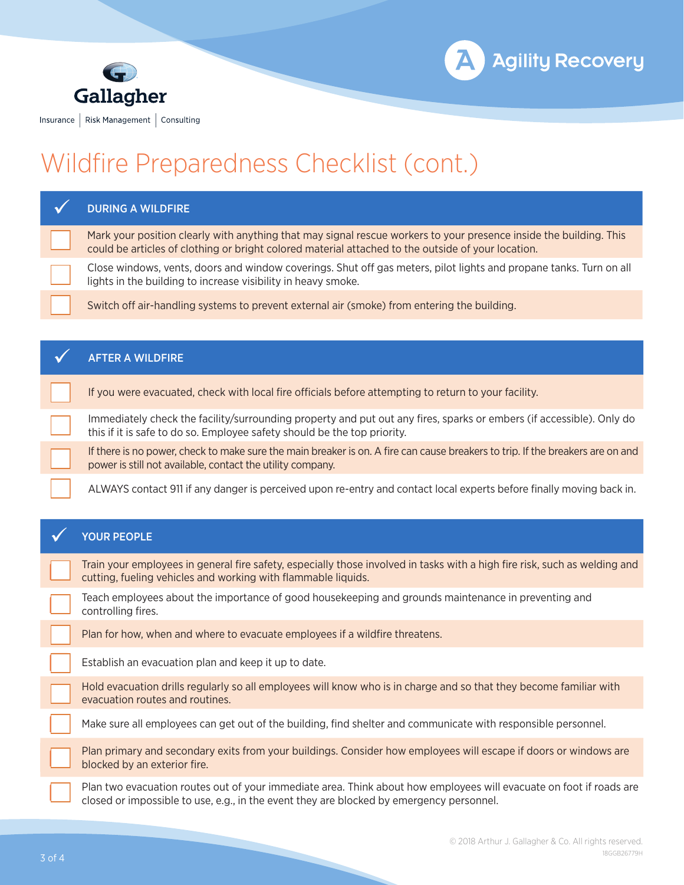# Wildfire Preparedness Checklist (cont.)

## DURING A WILDFIRE

- [ ] Mark your position clearly with anything that may signal rescue workers to your presence inside the building. This could be articles of clothing or bright colored material attached to the outside of your location.
- [ ] Close windows, vents, doors and window coverings. Shut off gas meters, pilot lights and propane tanks. Turn on all lights in the building to increase visibility in heavy smoke.
- [ ] Switch off air-handling systems to prevent external air (smoke) from entering the building.

## AFTER A WILDFIRE

- [ ] If you were evacuated, check with local fire officials before attempting to return to your facility.
- [ ] Immediately check the facility/surrounding property and put out any fires, sparks or embers (if accessible). Only do this if it is safe to do so. Employee safety should be the top priority.
- [ ] If there is no power, check to make sure the main breaker is on. A fire can cause breakers to trip. If the breakers are on and power is still not available, contact the utility company.
- [ ] ALWAYS contact 911 if any danger is perceived upon re-entry and contact local experts before finally moving back in.

## YOUR PEOPLE

- [ ] Train your employees in general fire safety, especially those involved in tasks with a high fire risk, such as welding and cutting, fueling vehicles and working with flammable liquids.
- [ ] Teach employees about the importance of good housekeeping and grounds maintenance in preventing and controlling fires.
- [ ] Plan for how, when and where to evacuate employees if a wildfire threatens.
- [ ] Establish an evacuation plan and keep it up to date.
- [ ] Hold evacuation drills regularly so all employees will know who is in charge and so that they become familiar with evacuation routes and routines.
- [ ] Make sure all employees can get out of the building, find shelter and communicate with responsible personnel.
- [ ] Plan primary and secondary exits from your buildings. Consider how employees will escape if doors or windows are blocked by an exterior fire.
- [ ] Plan two evacuation routes out of your immediate area. Think about how employees will evacuate on foot if roads are closed or impossible to use, e.g., in the event they are blocked by emergency personnel.

© 2018 Arthur J. Gallagher & Co. All rights reserved.
18GGB26779H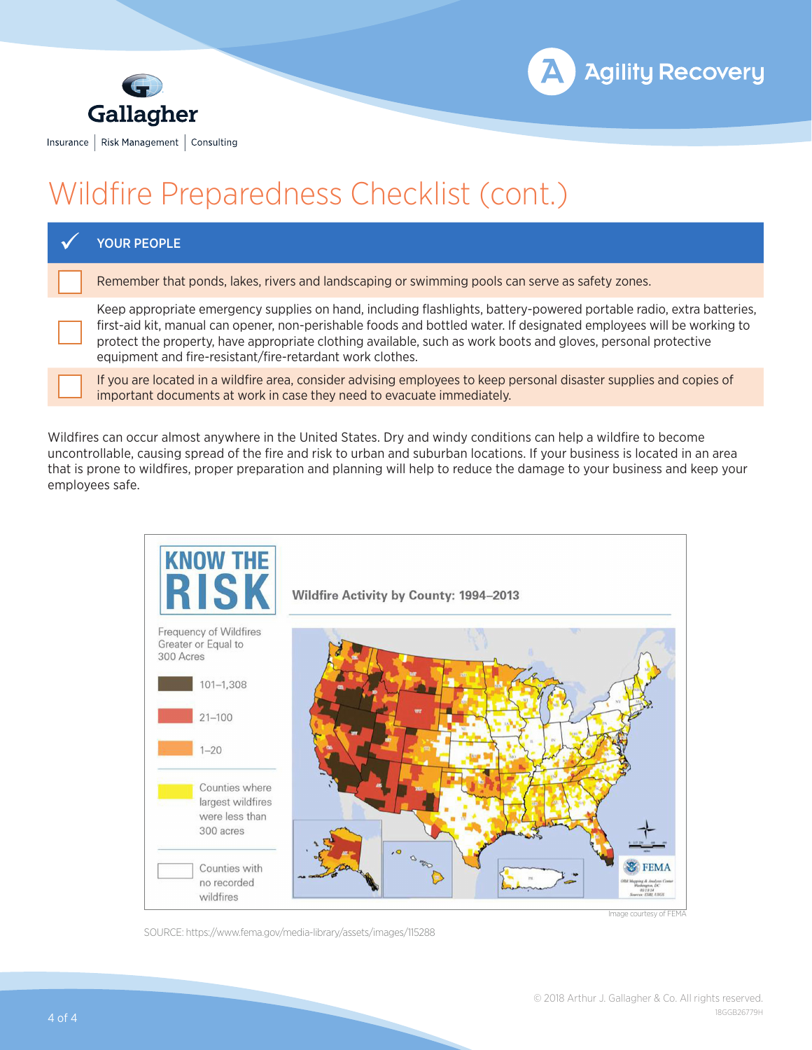# Wildfire Preparedness Checklist (cont.)

| ✓ | YOUR PEOPLE |
| --- | --- |
| ☐ | Remember that ponds, lakes, rivers and landscaping or swimming pools can serve as safety zones. |
| ☐ | Keep appropriate emergency supplies on hand, including flashlights, battery-powered portable radio, extra batteries, first-aid kit, manual can opener, non-perishable foods and bottled water. If designated employees will be working to protect the property, have appropriate clothing available, such as work boots and gloves, personal protective equipment and fire-resistant/fire-retardant work clothes. |
| ☐ | If you are located in a wildfire area, consider advising employees to keep personal disaster supplies and copies of important documents at work in case they need to evacuate immediately. |

Wildfires can occur almost anywhere in the United States. Dry and windy conditions can help a wildfire to become uncontrollable, causing spread of the fire and risk to urban and suburban locations. If your business is located in an area that is prone to wildfires, proper preparation and planning will help to reduce the damage to your business and keep your employees safe.

KNOW THE RISK

Wildfire Activity by County: 1994–2013

Frequency of Wildfires Greater or Equal to 300 Acres

101–1,308

21–100

1–20

Counties where largest wildfires were less than 300 acres

Counties with no recorded wildfires

FEMA

Image courtesy of FEMA

SOURCE: https://www.fema.gov/media-library/assets/images/115288

© 2018 Arthur J. Gallagher & Co. All rights reserved.
18GGB26779H